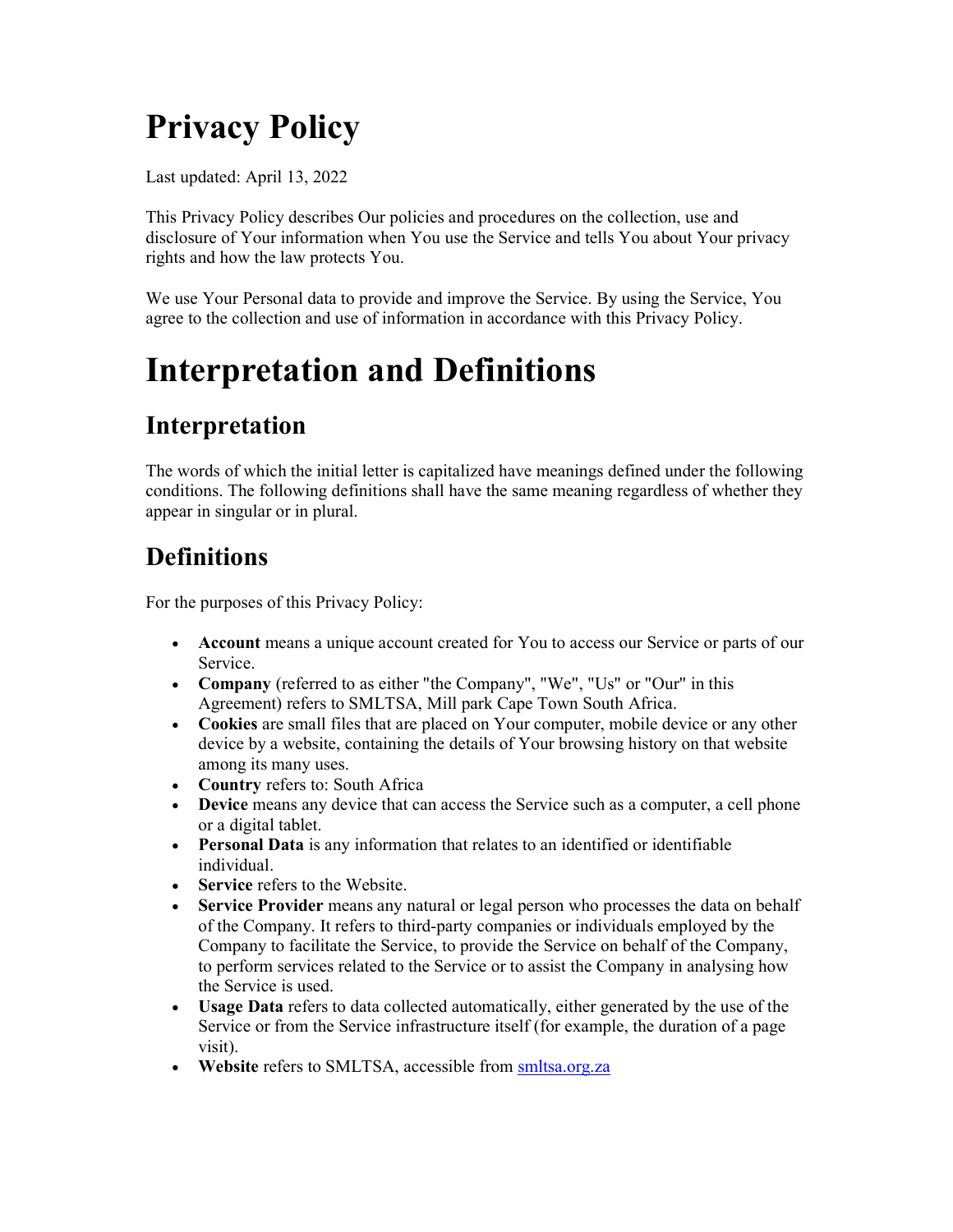# Privacy Policy

Last updated: April 13, 2022

This Privacy Policy describes Our policies and procedures on the collection, use and disclosure of Your information when You use the Service and tells You about Your privacy rights and how the law protects You.

We use Your Personal data to provide and improve the Service. By using the Service, You agree to the collection and use of information in accordance with this Privacy Policy.

# Interpretation and Definitions

## Interpretation

The words of which the initial letter is capitalized have meanings defined under the following conditions. The following definitions shall have the same meaning regardless of whether they appear in singular or in plural.

## Definitions

For the purposes of this Privacy Policy:

- **Account** means a unique account created for You to access our Service or parts of our Service.
- **Company** (referred to as either "the Company", "We", "Us" or "Our" in this Agreement) refers to SMLTSA, Mill park Cape Town South Africa.
- **Cookies** are small files that are placed on Your computer, mobile device or any other device by a website, containing the details of Your browsing history on that website among its many uses.
- **Country** refers to: South Africa
- **Device** means any device that can access the Service such as a computer, a cell phone or a digital tablet.
- **Personal Data** is any information that relates to an identified or identifiable individual.
- **Service** refers to the Website.
- **Service Provider** means any natural or legal person who processes the data on behalf of the Company. It refers to third-party companies or individuals employed by the Company to facilitate the Service, to provide the Service on behalf of the Company, to perform services related to the Service or to assist the Company in analysing how the Service is used.
- **Usage Data** refers to data collected automatically, either generated by the use of the Service or from the Service infrastructure itself (for example, the duration of a page visit).
- **Website** refers to SMLTSA, accessible from [smltsa.org.za](smltsa.org.za)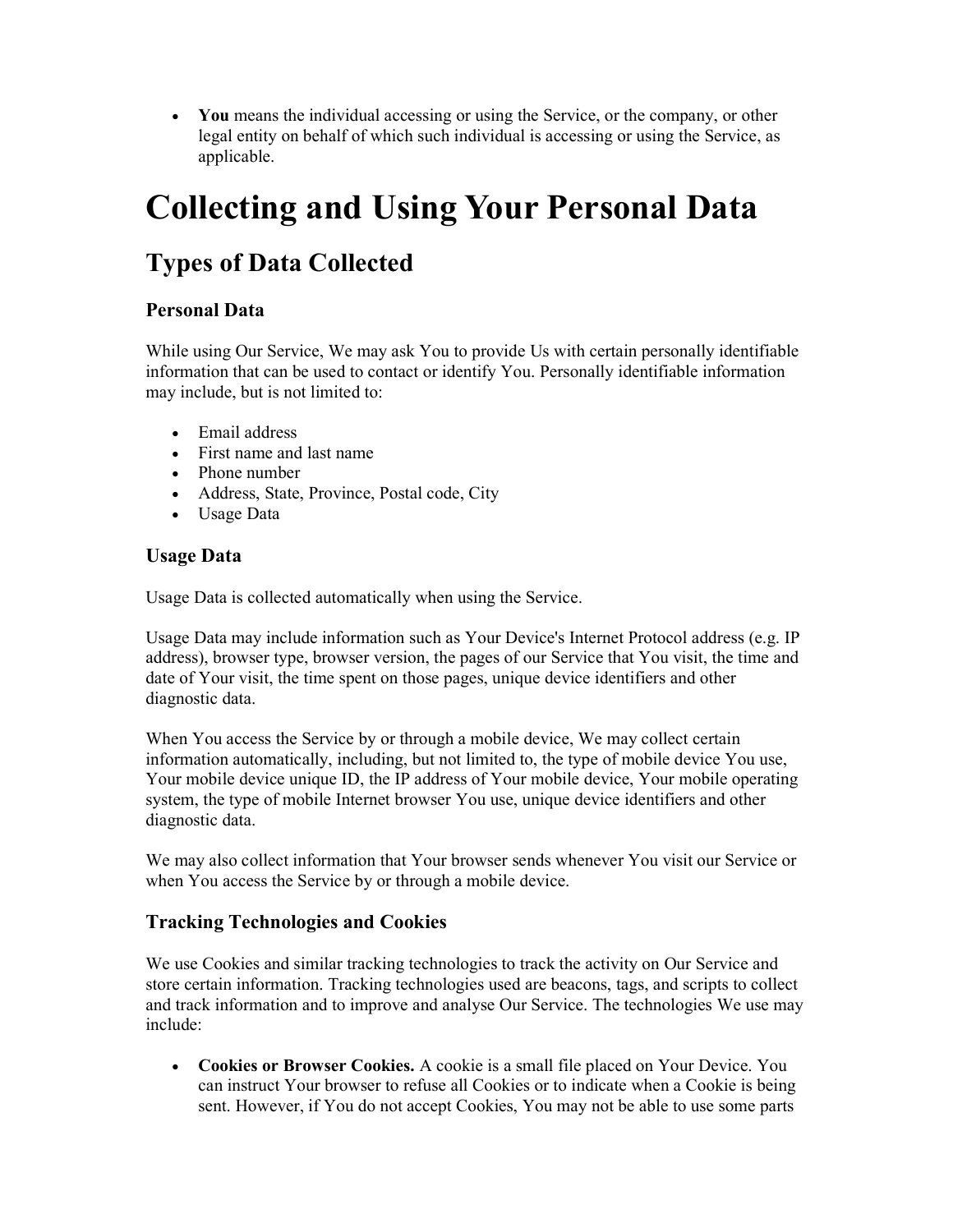- **You** means the individual accessing or using the Service, or the company, or other legal entity on behalf of which such individual is accessing or using the Service, as applicable.

# Collecting and Using Your Personal Data

## Types of Data Collected

### Personal Data

While using Our Service, We may ask You to provide Us with certain personally identifiable information that can be used to contact or identify You. Personally identifiable information may include, but is not limited to:

- Email address
- First name and last name
- Phone number
- Address, State, Province, Postal code, City
- Usage Data

### Usage Data

Usage Data is collected automatically when using the Service.

Usage Data may include information such as Your Device's Internet Protocol address (e.g. IP address), browser type, browser version, the pages of our Service that You visit, the time and date of Your visit, the time spent on those pages, unique device identifiers and other diagnostic data.

When You access the Service by or through a mobile device, We may collect certain information automatically, including, but not limited to, the type of mobile device You use, Your mobile device unique ID, the IP address of Your mobile device, Your mobile operating system, the type of mobile Internet browser You use, unique device identifiers and other diagnostic data.

We may also collect information that Your browser sends whenever You visit our Service or when You access the Service by or through a mobile device.

### Tracking Technologies and Cookies

We use Cookies and similar tracking technologies to track the activity on Our Service and store certain information. Tracking technologies used are beacons, tags, and scripts to collect and track information and to improve and analyse Our Service. The technologies We use may include:

- **Cookies or Browser Cookies.** A cookie is a small file placed on Your Device. You can instruct Your browser to refuse all Cookies or to indicate when a Cookie is being sent. However, if You do not accept Cookies, You may not be able to use some parts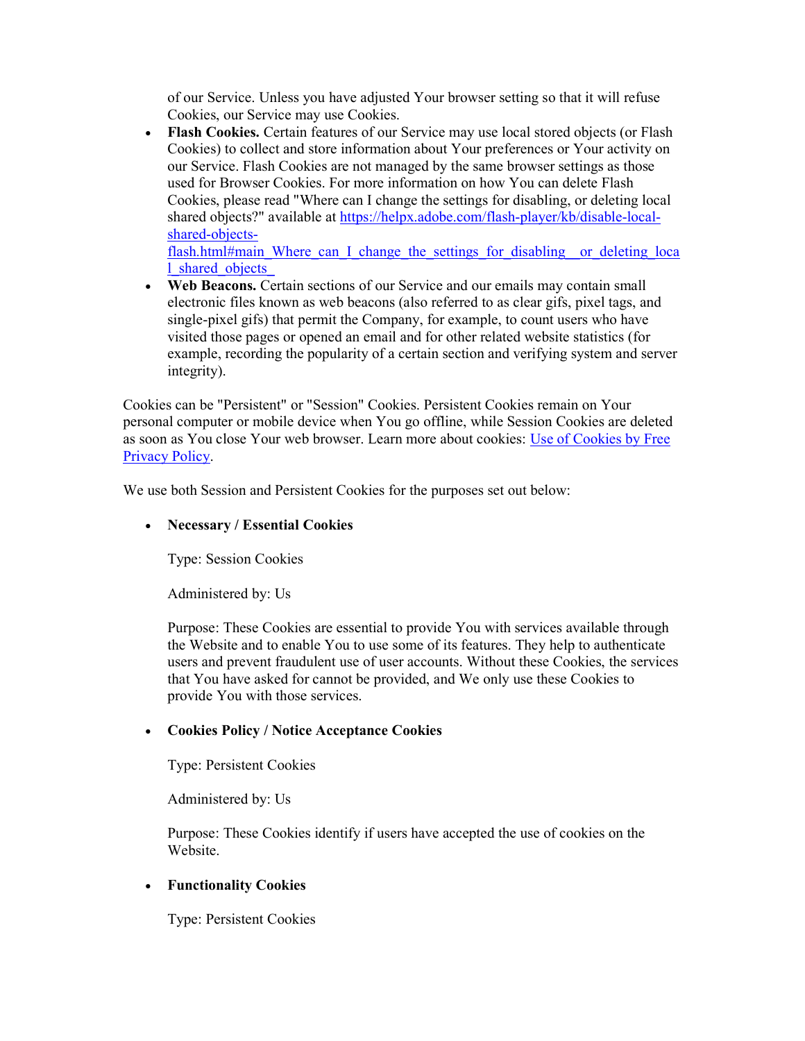of our Service. Unless you have adjusted Your browser setting so that it will refuse Cookies, our Service may use Cookies.

- **Flash Cookies.** Certain features of our Service may use local stored objects (or Flash Cookies) to collect and store information about Your preferences or Your activity on our Service. Flash Cookies are not managed by the same browser settings as those used for Browser Cookies. For more information on how You can delete Flash Cookies, please read "Where can I change the settings for disabling, or deleting local shared objects?" available at [https://helpx.adobe.com/flash-player/kb/disable-local-shared-objects-flash.html#main_Where_can_I_change_the_settings_for_disabling__or_deleting_local_shared_objects_](https://helpx.adobe.com/flash-player/kb/disable-local-shared-objects-flash.html#main_Where_can_I_change_the_settings_for_disabling__or_deleting_local_shared_objects_)
- **Web Beacons.** Certain sections of our Service and our emails may contain small electronic files known as web beacons (also referred to as clear gifs, pixel tags, and single-pixel gifs) that permit the Company, for example, to count users who have visited those pages or opened an email and for other related website statistics (for example, recording the popularity of a certain section and verifying system and server integrity).

Cookies can be "Persistent" or "Session" Cookies. Persistent Cookies remain on Your personal computer or mobile device when You go offline, while Session Cookies are deleted as soon as You close Your web browser. Learn more about cookies: Use of Cookies by Free Privacy Policy.

We use both Session and Persistent Cookies for the purposes set out below:

- **Necessary / Essential Cookies**

  Type: Session Cookies

  Administered by: Us

  Purpose: These Cookies are essential to provide You with services available through the Website and to enable You to use some of its features. They help to authenticate users and prevent fraudulent use of user accounts. Without these Cookies, the services that You have asked for cannot be provided, and We only use these Cookies to provide You with those services.

- **Cookies Policy / Notice Acceptance Cookies**

  Type: Persistent Cookies

  Administered by: Us

  Purpose: These Cookies identify if users have accepted the use of cookies on the Website.

- **Functionality Cookies**

  Type: Persistent Cookies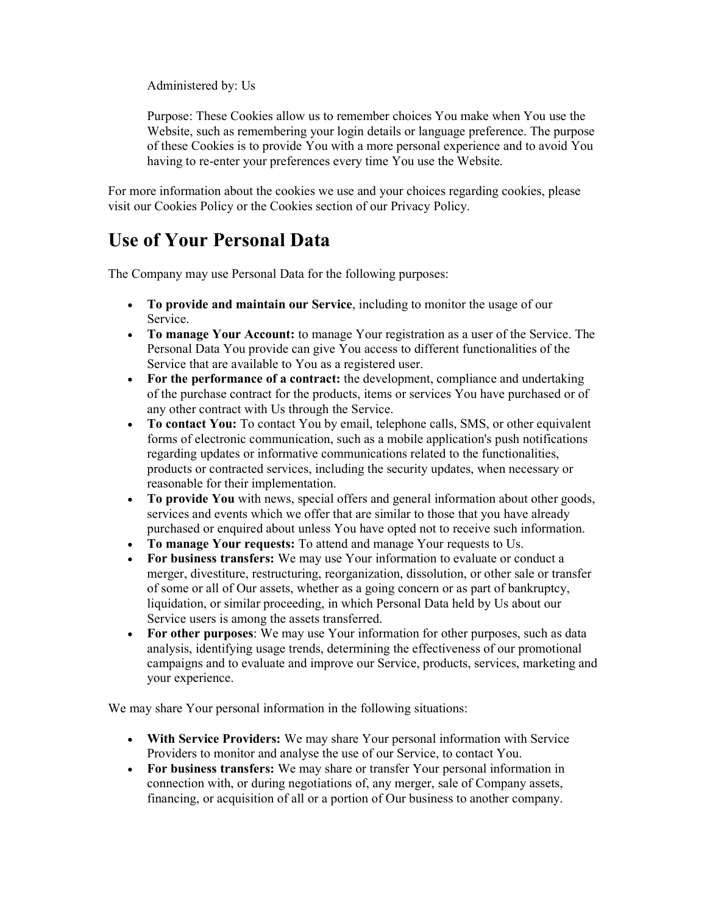Administered by: Us

Purpose: These Cookies allow us to remember choices You make when You use the Website, such as remembering your login details or language preference. The purpose of these Cookies is to provide You with a more personal experience and to avoid You having to re-enter your preferences every time You use the Website.

For more information about the cookies we use and your choices regarding cookies, please visit our Cookies Policy or the Cookies section of our Privacy Policy.

## Use of Your Personal Data

The Company may use Personal Data for the following purposes:

- **To provide and maintain our Service**, including to monitor the usage of our Service.
- **To manage Your Account:** to manage Your registration as a user of the Service. The Personal Data You provide can give You access to different functionalities of the Service that are available to You as a registered user.
- **For the performance of a contract:** the development, compliance and undertaking of the purchase contract for the products, items or services You have purchased or of any other contract with Us through the Service.
- **To contact You:** To contact You by email, telephone calls, SMS, or other equivalent forms of electronic communication, such as a mobile application's push notifications regarding updates or informative communications related to the functionalities, products or contracted services, including the security updates, when necessary or reasonable for their implementation.
- **To provide You** with news, special offers and general information about other goods, services and events which we offer that are similar to those that you have already purchased or enquired about unless You have opted not to receive such information.
- **To manage Your requests:** To attend and manage Your requests to Us.
- **For business transfers:** We may use Your information to evaluate or conduct a merger, divestiture, restructuring, reorganization, dissolution, or other sale or transfer of some or all of Our assets, whether as a going concern or as part of bankruptcy, liquidation, or similar proceeding, in which Personal Data held by Us about our Service users is among the assets transferred.
- **For other purposes**: We may use Your information for other purposes, such as data analysis, identifying usage trends, determining the effectiveness of our promotional campaigns and to evaluate and improve our Service, products, services, marketing and your experience.

We may share Your personal information in the following situations:

- **With Service Providers:** We may share Your personal information with Service Providers to monitor and analyse the use of our Service, to contact You.
- **For business transfers:** We may share or transfer Your personal information in connection with, or during negotiations of, any merger, sale of Company assets, financing, or acquisition of all or a portion of Our business to another company.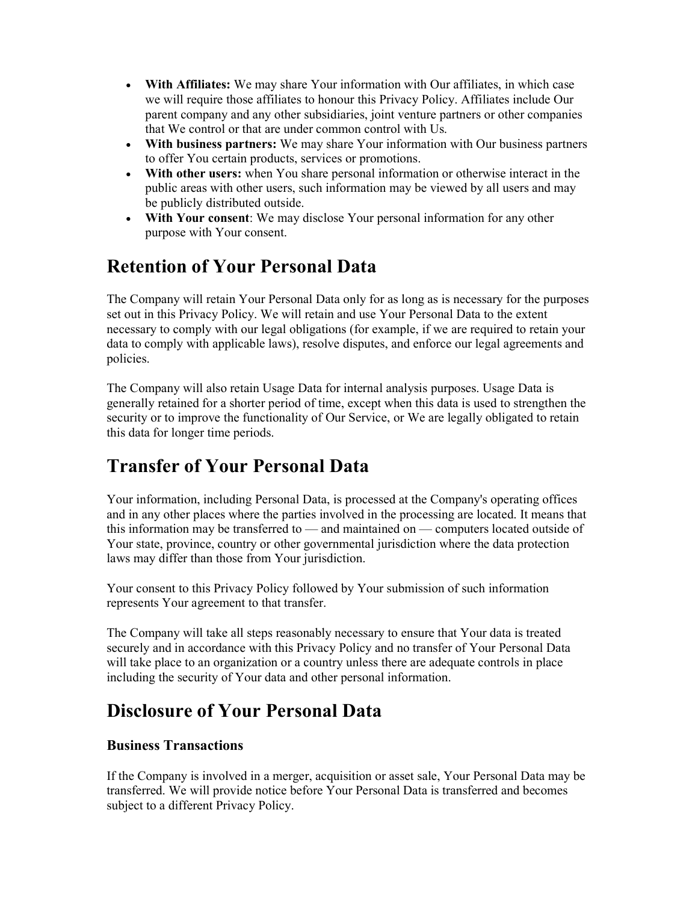- **With Affiliates:** We may share Your information with Our affiliates, in which case we will require those affiliates to honour this Privacy Policy. Affiliates include Our parent company and any other subsidiaries, joint venture partners or other companies that We control or that are under common control with Us.
- **With business partners:** We may share Your information with Our business partners to offer You certain products, services or promotions.
- **With other users:** when You share personal information or otherwise interact in the public areas with other users, such information may be viewed by all users and may be publicly distributed outside.
- **With Your consent**: We may disclose Your personal information for any other purpose with Your consent.

# Retention of Your Personal Data

The Company will retain Your Personal Data only for as long as is necessary for the purposes set out in this Privacy Policy. We will retain and use Your Personal Data to the extent necessary to comply with our legal obligations (for example, if we are required to retain your data to comply with applicable laws), resolve disputes, and enforce our legal agreements and policies.

The Company will also retain Usage Data for internal analysis purposes. Usage Data is generally retained for a shorter period of time, except when this data is used to strengthen the security or to improve the functionality of Our Service, or We are legally obligated to retain this data for longer time periods.

# Transfer of Your Personal Data

Your information, including Personal Data, is processed at the Company's operating offices and in any other places where the parties involved in the processing are located. It means that this information may be transferred to — and maintained on — computers located outside of Your state, province, country or other governmental jurisdiction where the data protection laws may differ than those from Your jurisdiction.

Your consent to this Privacy Policy followed by Your submission of such information represents Your agreement to that transfer.

The Company will take all steps reasonably necessary to ensure that Your data is treated securely and in accordance with this Privacy Policy and no transfer of Your Personal Data will take place to an organization or a country unless there are adequate controls in place including the security of Your data and other personal information.

# Disclosure of Your Personal Data

### Business Transactions

If the Company is involved in a merger, acquisition or asset sale, Your Personal Data may be transferred. We will provide notice before Your Personal Data is transferred and becomes subject to a different Privacy Policy.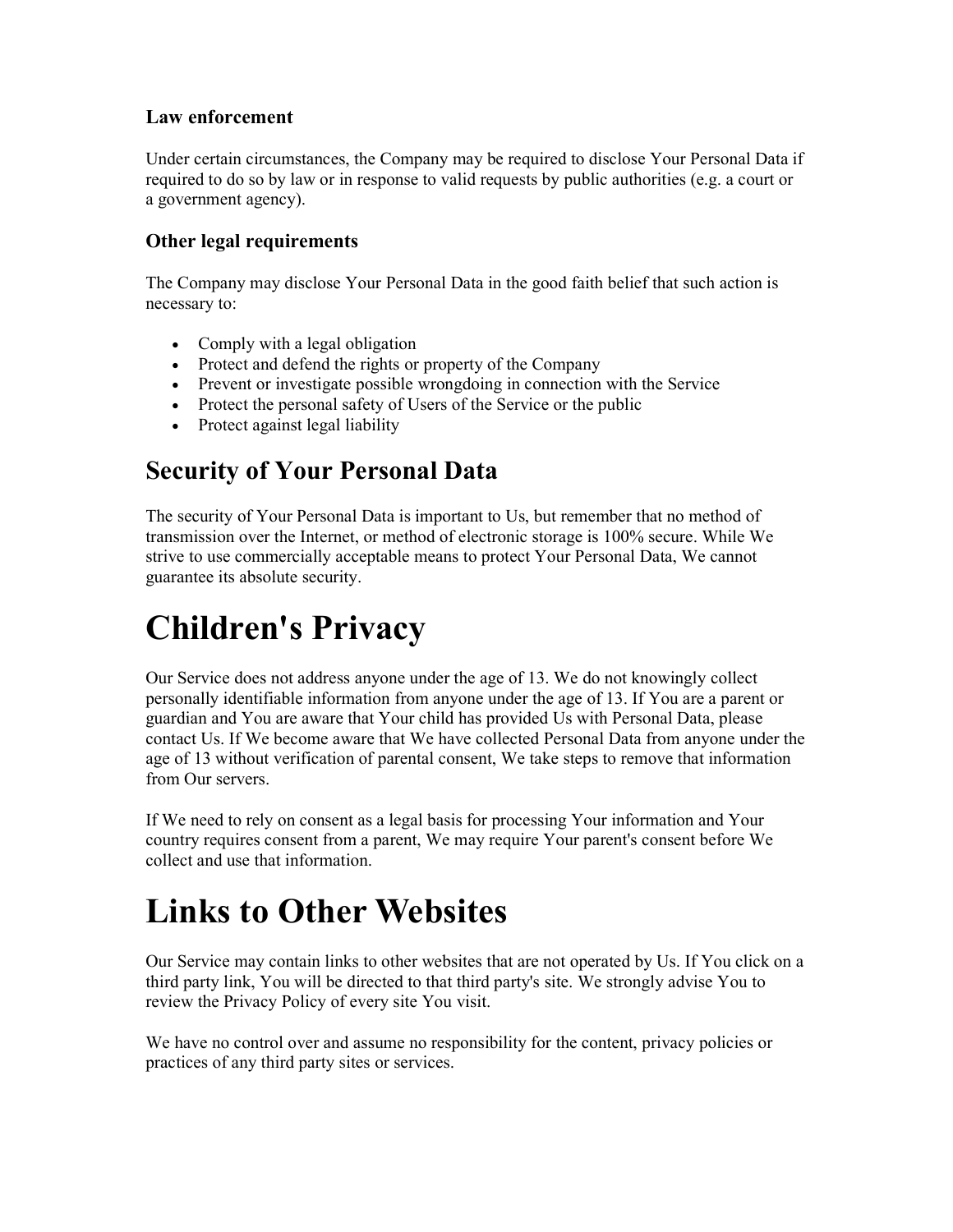### Law enforcement

Under certain circumstances, the Company may be required to disclose Your Personal Data if required to do so by law or in response to valid requests by public authorities (e.g. a court or a government agency).

### Other legal requirements

The Company may disclose Your Personal Data in the good faith belief that such action is necessary to:

- Comply with a legal obligation
- Protect and defend the rights or property of the Company
- Prevent or investigate possible wrongdoing in connection with the Service
- Protect the personal safety of Users of the Service or the public
- Protect against legal liability

## Security of Your Personal Data

The security of Your Personal Data is important to Us, but remember that no method of transmission over the Internet, or method of electronic storage is 100% secure. While We strive to use commercially acceptable means to protect Your Personal Data, We cannot guarantee its absolute security.

# Children's Privacy

Our Service does not address anyone under the age of 13. We do not knowingly collect personally identifiable information from anyone under the age of 13. If You are a parent or guardian and You are aware that Your child has provided Us with Personal Data, please contact Us. If We become aware that We have collected Personal Data from anyone under the age of 13 without verification of parental consent, We take steps to remove that information from Our servers.

If We need to rely on consent as a legal basis for processing Your information and Your country requires consent from a parent, We may require Your parent's consent before We collect and use that information.

# Links to Other Websites

Our Service may contain links to other websites that are not operated by Us. If You click on a third party link, You will be directed to that third party's site. We strongly advise You to review the Privacy Policy of every site You visit.

We have no control over and assume no responsibility for the content, privacy policies or practices of any third party sites or services.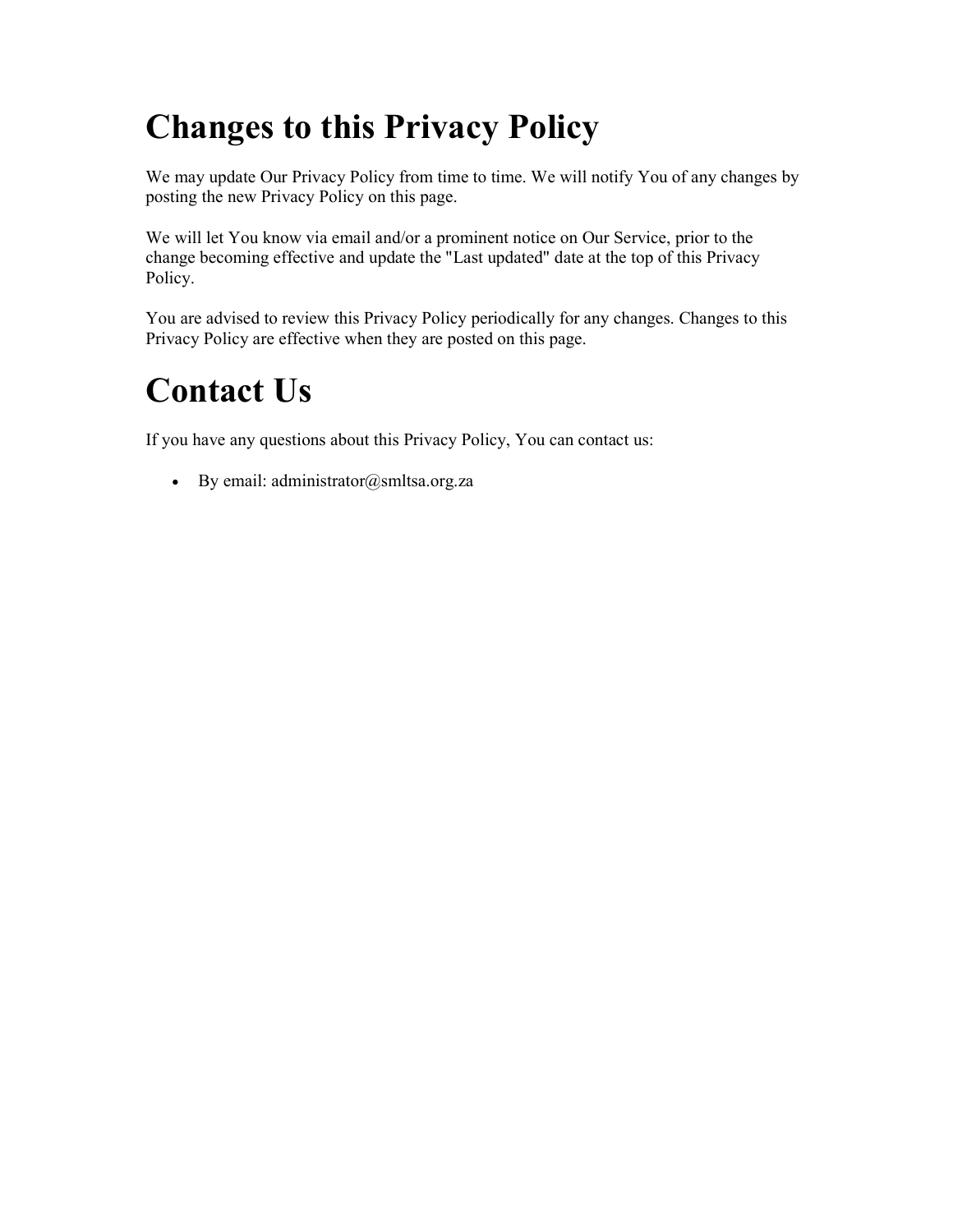# Changes to this Privacy Policy

We may update Our Privacy Policy from time to time. We will notify You of any changes by posting the new Privacy Policy on this page.

We will let You know via email and/or a prominent notice on Our Service, prior to the change becoming effective and update the "Last updated" date at the top of this Privacy Policy.

You are advised to review this Privacy Policy periodically for any changes. Changes to this Privacy Policy are effective when they are posted on this page.

# Contact Us

If you have any questions about this Privacy Policy, You can contact us:

- By email: administrator@smltsa.org.za